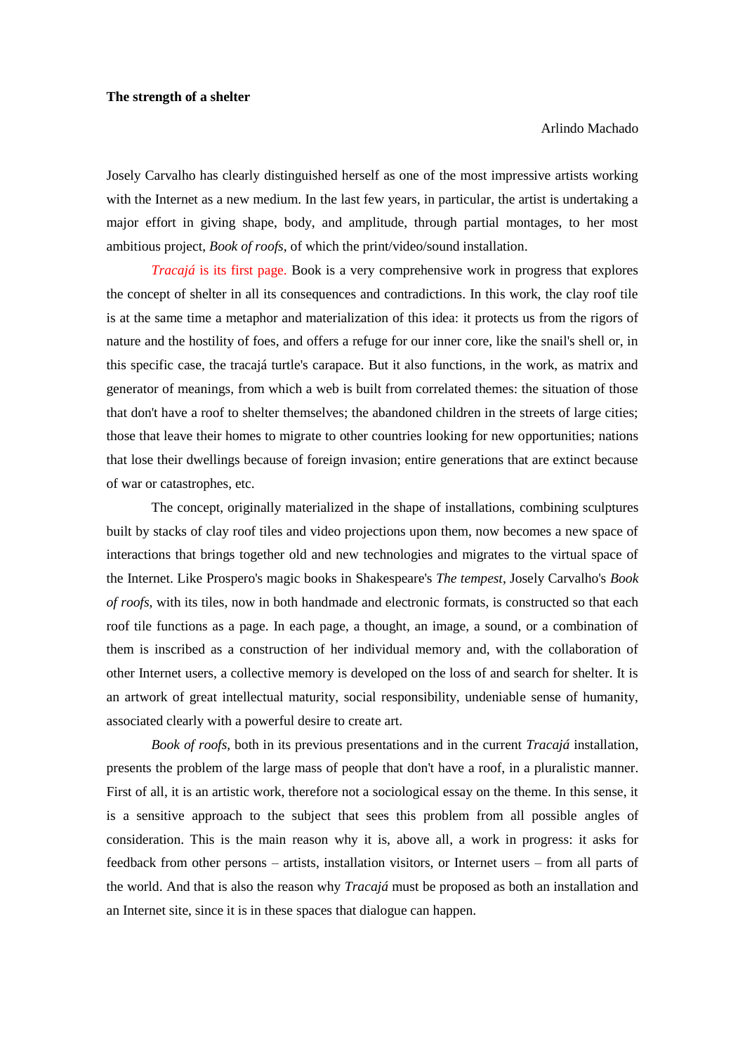**The strength of a shelter**

Arlindo Machado

Josely Carvalho has clearly distinguished herself as one of the most impressive artists working with the Internet as a new medium. In the last few years, in particular, the artist is undertaking a major effort in giving shape, body, and amplitude, through partial montages, to her most ambitious project, *Book of roofs*, of which the print/video/sound installation.

*Tracajá* is its first page. Book is a very comprehensive work in progress that explores the concept of shelter in all its consequences and contradictions. In this work, the clay roof tile is at the same time a metaphor and materialization of this idea: it protects us from the rigors of nature and the hostility of foes, and offers a refuge for our inner core, like the snail's shell or, in this specific case, the tracajá turtle's carapace. But it also functions, in the work, as matrix and generator of meanings, from which a web is built from correlated themes: the situation of those that don't have a roof to shelter themselves; the abandoned children in the streets of large cities; those that leave their homes to migrate to other countries looking for new opportunities; nations that lose their dwellings because of foreign invasion; entire generations that are extinct because of war or catastrophes, etc.

The concept, originally materialized in the shape of installations, combining sculptures built by stacks of clay roof tiles and video projections upon them, now becomes a new space of interactions that brings together old and new technologies and migrates to the virtual space of the Internet. Like Prospero's magic books in Shakespeare's *The tempest*, Josely Carvalho's *Book of roofs*, with its tiles, now in both handmade and electronic formats, is constructed so that each roof tile functions as a page. In each page, a thought, an image, a sound, or a combination of them is inscribed as a construction of her individual memory and, with the collaboration of other Internet users, a collective memory is developed on the loss of and search for shelter. It is an artwork of great intellectual maturity, social responsibility, undeniable sense of humanity, associated clearly with a powerful desire to create art.

*Book of roofs*, both in its previous presentations and in the current *Tracajá* installation, presents the problem of the large mass of people that don't have a roof, in a pluralistic manner. First of all, it is an artistic work, therefore not a sociological essay on the theme. In this sense, it is a sensitive approach to the subject that sees this problem from all possible angles of consideration. This is the main reason why it is, above all, a work in progress: it asks for feedback from other persons – artists, installation visitors, or Internet users – from all parts of the world. And that is also the reason why *Tracajá* must be proposed as both an installation and an Internet site, since it is in these spaces that dialogue can happen.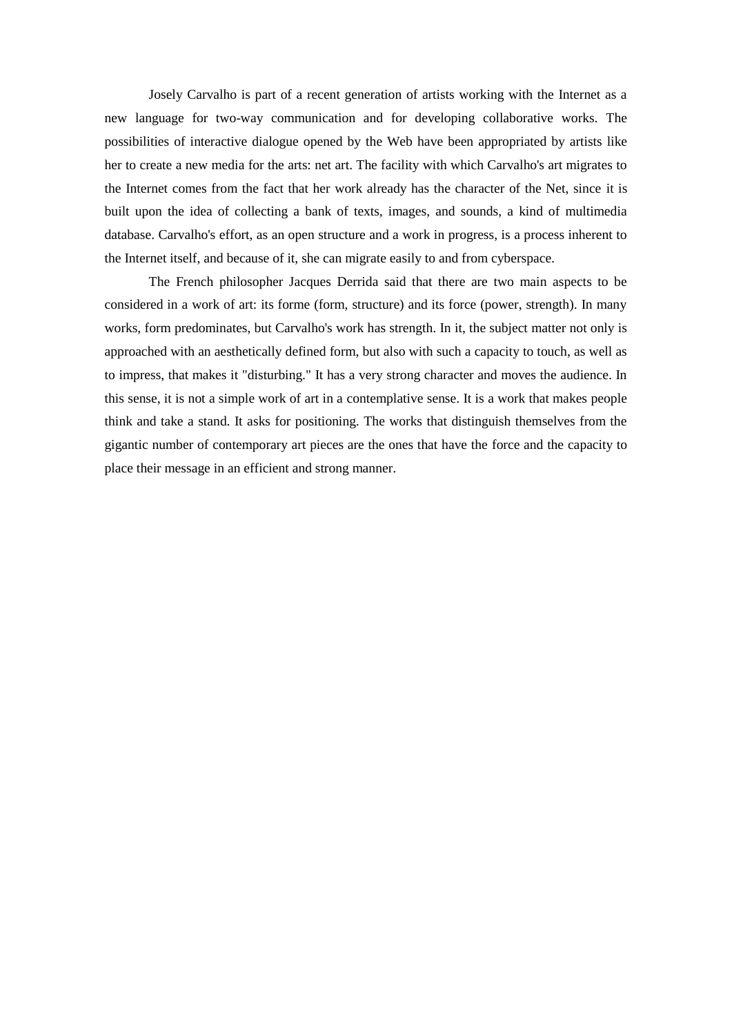Josely Carvalho is part of a recent generation of artists working with the Internet as a new language for two-way communication and for developing collaborative works. The possibilities of interactive dialogue opened by the Web have been appropriated by artists like her to create a new media for the arts: net art. The facility with which Carvalho's art migrates to the Internet comes from the fact that her work already has the character of the Net, since it is built upon the idea of collecting a bank of texts, images, and sounds, a kind of multimedia database. Carvalho's effort, as an open structure and a work in progress, is a process inherent to the Internet itself, and because of it, she can migrate easily to and from cyberspace.

The French philosopher Jacques Derrida said that there are two main aspects to be considered in a work of art: its forme (form, structure) and its force (power, strength). In many works, form predominates, but Carvalho's work has strength. In it, the subject matter not only is approached with an aesthetically defined form, but also with such a capacity to touch, as well as to impress, that makes it "disturbing." It has a very strong character and moves the audience. In this sense, it is not a simple work of art in a contemplative sense. It is a work that makes people think and take a stand. It asks for positioning. The works that distinguish themselves from the gigantic number of contemporary art pieces are the ones that have the force and the capacity to place their message in an efficient and strong manner.